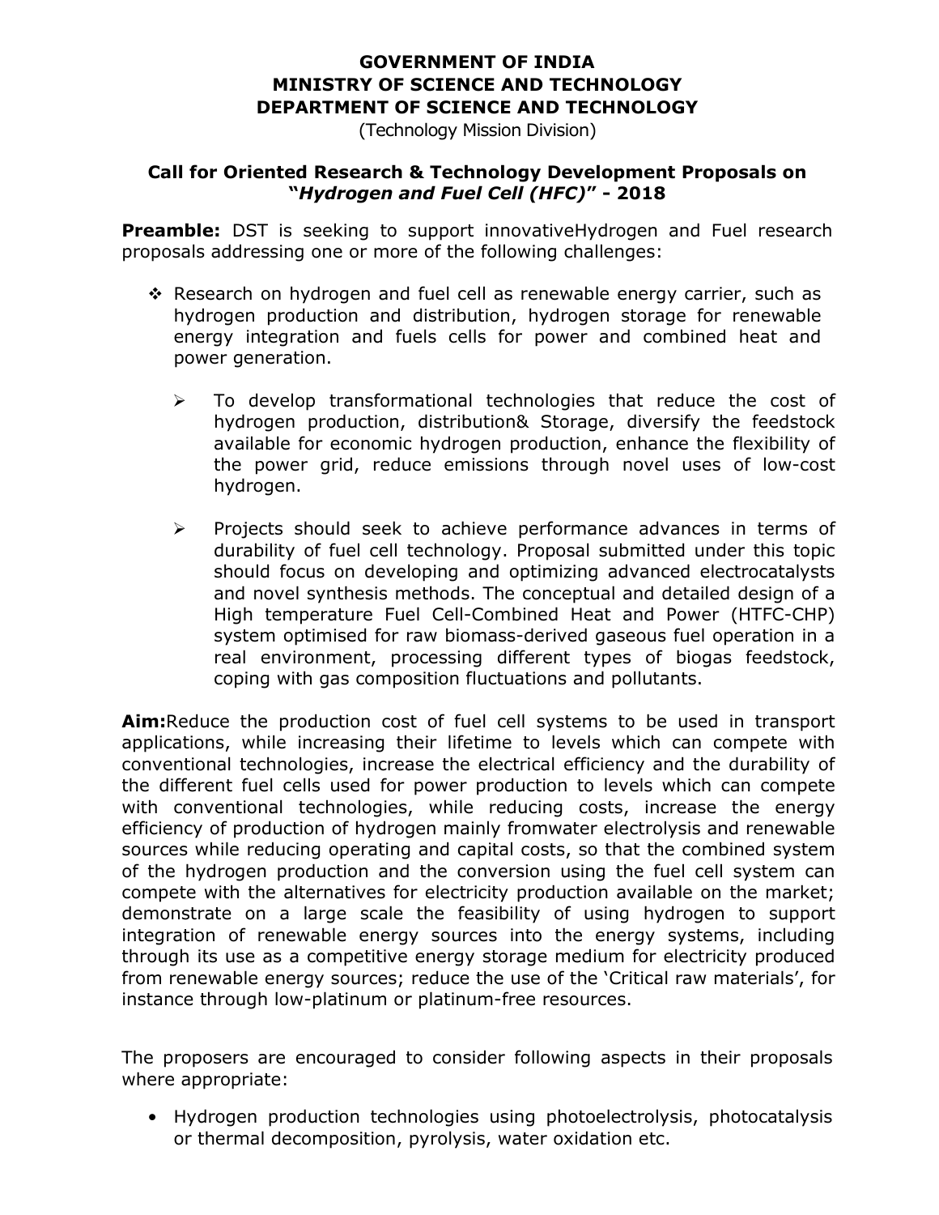**GOVERNMENT OF INDIA**
**MINISTRY OF SCIENCE AND TECHNOLOGY**
**DEPARTMENT OF SCIENCE AND TECHNOLOGY**
(Technology Mission Division)

**Call for Oriented Research & Technology Development Proposals on "*Hydrogen and Fuel Cell (HFC)*" - 2018**

**Preamble:** DST is seeking to support innovativeHydrogen and Fuel research proposals addressing one or more of the following challenges:

- Research on hydrogen and fuel cell as renewable energy carrier, such as hydrogen production and distribution, hydrogen storage for renewable energy integration and fuels cells for power and combined heat and power generation.
  - To develop transformational technologies that reduce the cost of hydrogen production, distribution& Storage, diversify the feedstock available for economic hydrogen production, enhance the flexibility of the power grid, reduce emissions through novel uses of low-cost hydrogen.
  - Projects should seek to achieve performance advances in terms of durability of fuel cell technology. Proposal submitted under this topic should focus on developing and optimizing advanced electrocatalysts and novel synthesis methods. The conceptual and detailed design of a High temperature Fuel Cell-Combined Heat and Power (HTFC-CHP) system optimised for raw biomass-derived gaseous fuel operation in a real environment, processing different types of biogas feedstock, coping with gas composition fluctuations and pollutants.

**Aim:**Reduce the production cost of fuel cell systems to be used in transport applications, while increasing their lifetime to levels which can compete with conventional technologies, increase the electrical efficiency and the durability of the different fuel cells used for power production to levels which can compete with conventional technologies, while reducing costs, increase the energy efficiency of production of hydrogen mainly fromwater electrolysis and renewable sources while reducing operating and capital costs, so that the combined system of the hydrogen production and the conversion using the fuel cell system can compete with the alternatives for electricity production available on the market; demonstrate on a large scale the feasibility of using hydrogen to support integration of renewable energy sources into the energy systems, including through its use as a competitive energy storage medium for electricity produced from renewable energy sources; reduce the use of the 'Critical raw materials', for instance through low-platinum or platinum-free resources.

The proposers are encouraged to consider following aspects in their proposals where appropriate:

- Hydrogen production technologies using photoelectrolysis, photocatalysis or thermal decomposition, pyrolysis, water oxidation etc.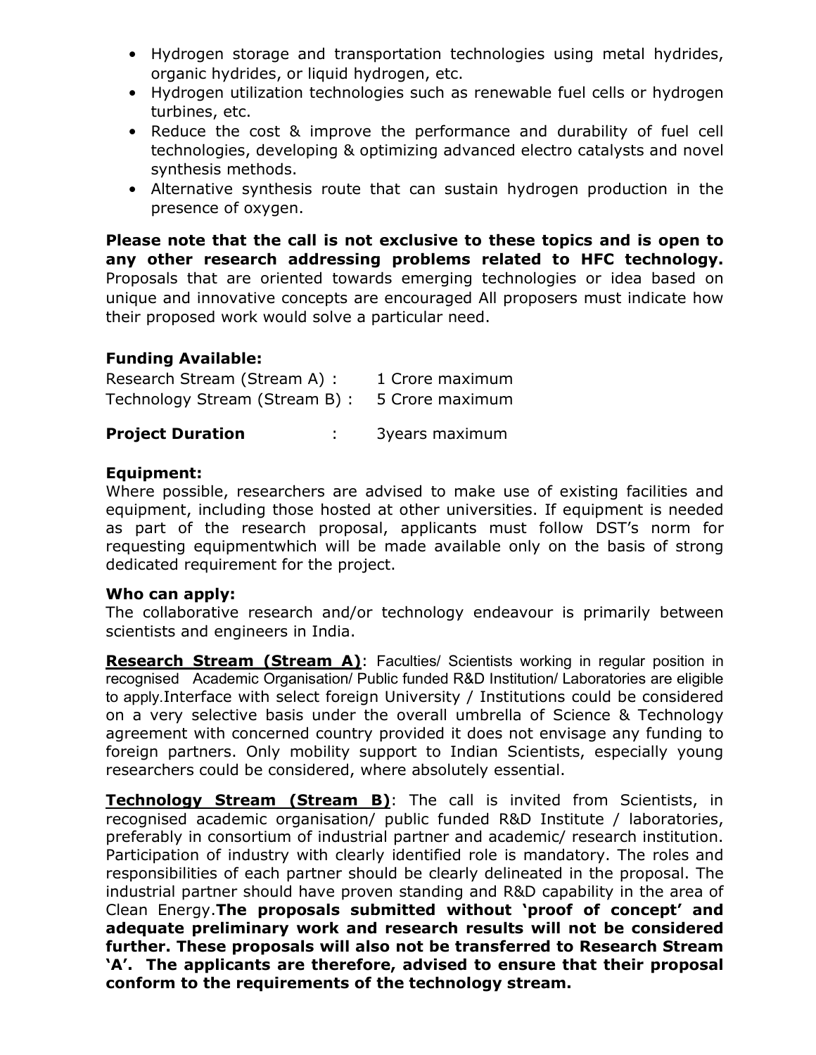- Hydrogen storage and transportation technologies using metal hydrides, organic hydrides, or liquid hydrogen, etc.
- Hydrogen utilization technologies such as renewable fuel cells or hydrogen turbines, etc.
- Reduce the cost & improve the performance and durability of fuel cell technologies, developing & optimizing advanced electro catalysts and novel synthesis methods.
- Alternative synthesis route that can sustain hydrogen production in the presence of oxygen.

**Please note that the call is not exclusive to these topics and is open to any other research addressing problems related to HFC technology.** Proposals that are oriented towards emerging technologies or idea based on unique and innovative concepts are encouraged All proposers must indicate how their proposed work would solve a particular need.

**Funding Available:**

Research Stream (Stream A) : 1 Crore maximum

Technology Stream (Stream B) : 5 Crore maximum

**Project Duration** : 3years maximum

**Equipment:**

Where possible, researchers are advised to make use of existing facilities and equipment, including those hosted at other universities. If equipment is needed as part of the research proposal, applicants must follow DST's norm for requesting equipmentwhich will be made available only on the basis of strong dedicated requirement for the project.

**Who can apply:**

The collaborative research and/or technology endeavour is primarily between scientists and engineers in India.

**Research Stream (Stream A)**: Faculties/ Scientists working in regular position in recognised Academic Organisation/ Public funded R&D Institution/ Laboratories are eligible to apply.Interface with select foreign University / Institutions could be considered on a very selective basis under the overall umbrella of Science & Technology agreement with concerned country provided it does not envisage any funding to foreign partners. Only mobility support to Indian Scientists, especially young researchers could be considered, where absolutely essential.

**Technology Stream (Stream B)**: The call is invited from Scientists, in recognised academic organisation/ public funded R&D Institute / laboratories, preferably in consortium of industrial partner and academic/ research institution. Participation of industry with clearly identified role is mandatory. The roles and responsibilities of each partner should be clearly delineated in the proposal. The industrial partner should have proven standing and R&D capability in the area of Clean Energy.**The proposals submitted without 'proof of concept' and adequate preliminary work and research results will not be considered further. These proposals will also not be transferred to Research Stream 'A'. The applicants are therefore, advised to ensure that their proposal conform to the requirements of the technology stream.**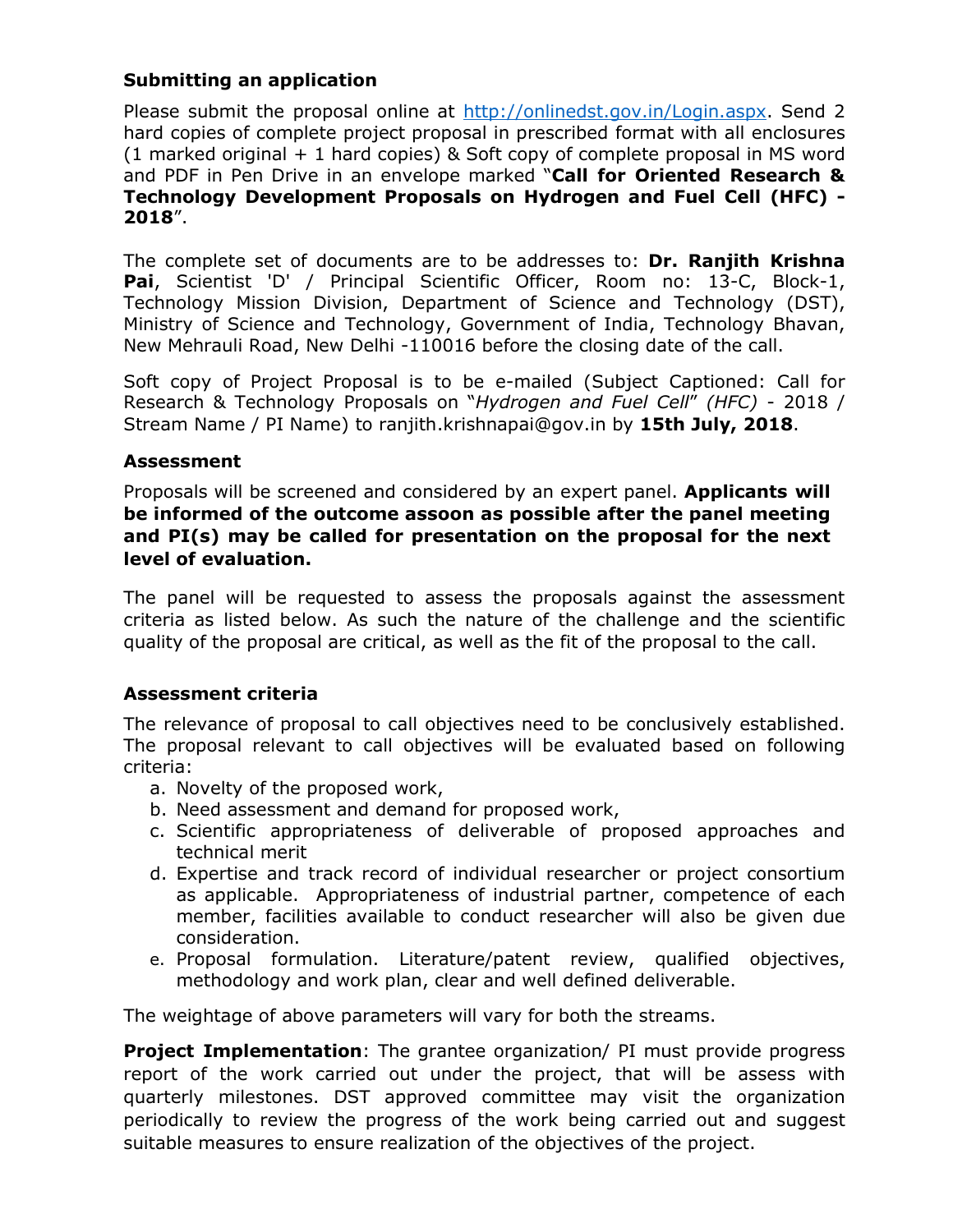### Submitting an application

Please submit the proposal online at http://onlinedst.gov.in/Login.aspx. Send 2 hard copies of complete project proposal in prescribed format with all enclosures (1 marked original + 1 hard copies) & Soft copy of complete proposal in MS word and PDF in Pen Drive in an envelope marked "**Call for Oriented Research & Technology Development Proposals on Hydrogen and Fuel Cell (HFC) - 2018**".

The complete set of documents are to be addresses to: **Dr. Ranjith Krishna Pai**, Scientist 'D' / Principal Scientific Officer, Room no: 13-C, Block-1, Technology Mission Division, Department of Science and Technology (DST), Ministry of Science and Technology, Government of India, Technology Bhavan, New Mehrauli Road, New Delhi -110016 before the closing date of the call.

Soft copy of Project Proposal is to be e-mailed (Subject Captioned: Call for Research & Technology Proposals on "*Hydrogen and Fuel Cell*" *(HFC)* - 2018 / Stream Name / PI Name) to ranjith.krishnapai@gov.in by **15th July, 2018**.

### Assessment

Proposals will be screened and considered by an expert panel. **Applicants will be informed of the outcome assoon as possible after the panel meeting and PI(s) may be called for presentation on the proposal for the next level of evaluation.**

The panel will be requested to assess the proposals against the assessment criteria as listed below. As such the nature of the challenge and the scientific quality of the proposal are critical, as well as the fit of the proposal to the call.

### Assessment criteria

The relevance of proposal to call objectives need to be conclusively established. The proposal relevant to call objectives will be evaluated based on following criteria:

a. Novelty of the proposed work,
b. Need assessment and demand for proposed work,
c. Scientific appropriateness of deliverable of proposed approaches and technical merit
d. Expertise and track record of individual researcher or project consortium as applicable. Appropriateness of industrial partner, competence of each member, facilities available to conduct researcher will also be given due consideration.
e. Proposal formulation. Literature/patent review, qualified objectives, methodology and work plan, clear and well defined deliverable.

The weightage of above parameters will vary for both the streams.

**Project Implementation**: The grantee organization/ PI must provide progress report of the work carried out under the project, that will be assess with quarterly milestones. DST approved committee may visit the organization periodically to review the progress of the work being carried out and suggest suitable measures to ensure realization of the objectives of the project.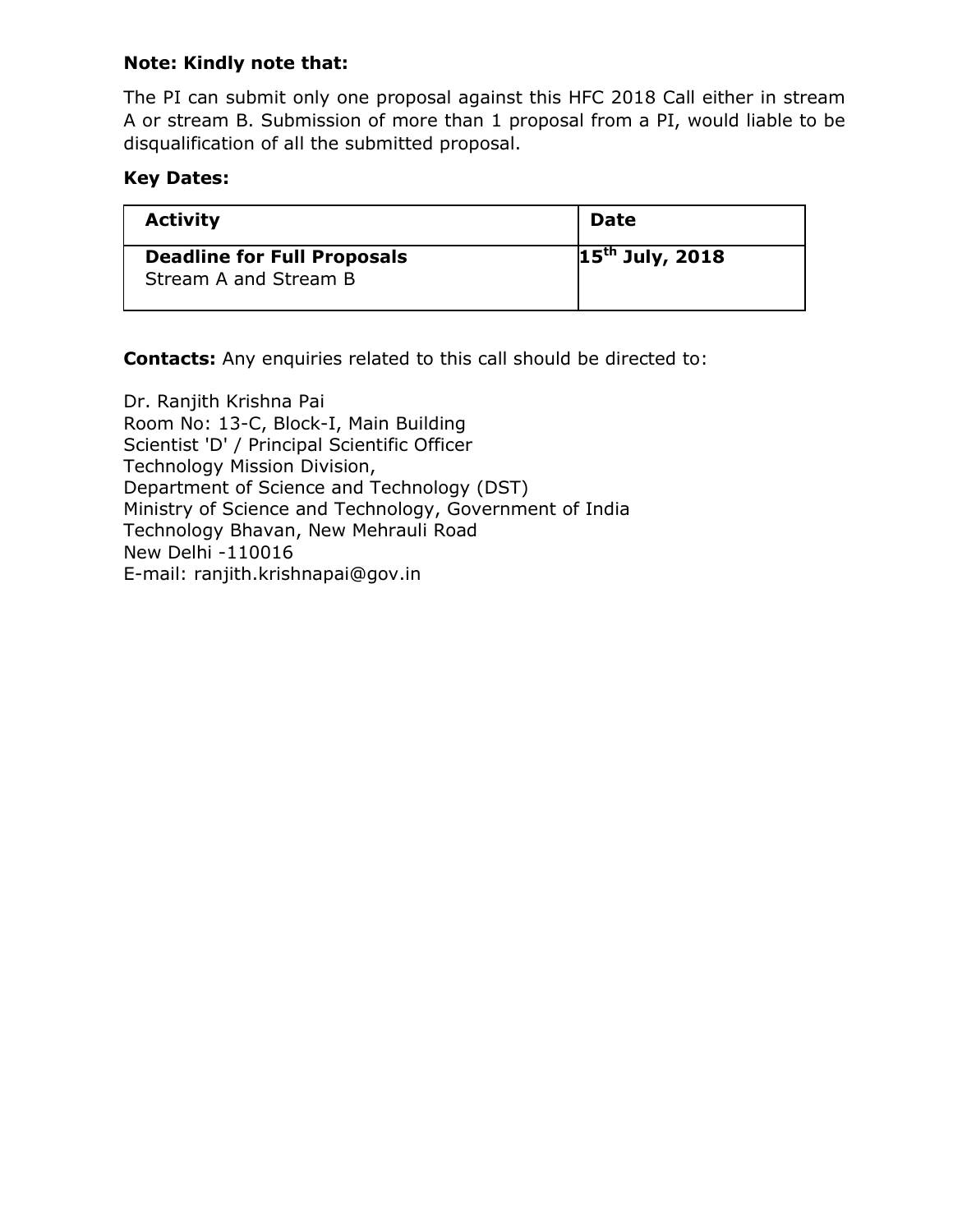**Note: Kindly note that:**

The PI can submit only one proposal against this HFC 2018 Call either in stream A or stream B. Submission of more than 1 proposal from a PI, would liable to be disqualification of all the submitted proposal.

**Key Dates:**

| Activity | Date |
| --- | --- |
| **Deadline for Full Proposals**<br>Stream A and Stream B | **15th July, 2018** |

**Contacts:** Any enquiries related to this call should be directed to:

Dr. Ranjith Krishna Pai
Room No: 13-C, Block-I, Main Building
Scientist 'D' / Principal Scientific Officer
Technology Mission Division,
Department of Science and Technology (DST)
Ministry of Science and Technology, Government of India
Technology Bhavan, New Mehrauli Road
New Delhi -110016
E-mail: ranjith.krishnapai@gov.in